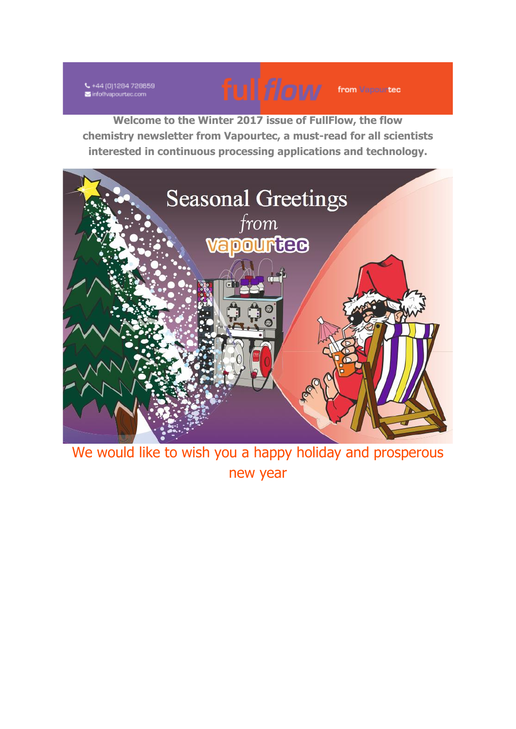+44 (0)1284 728659
info@vapourtec.com

fullflow from Vapourtec

**Welcome to the Winter 2017 issue of FullFlow, the flow chemistry newsletter from Vapourtec, a must-read for all scientists interested in continuous processing applications and technology.**

Seasonal Greetings *from* vapourtec

We would like to wish you a happy holiday and prosperous new year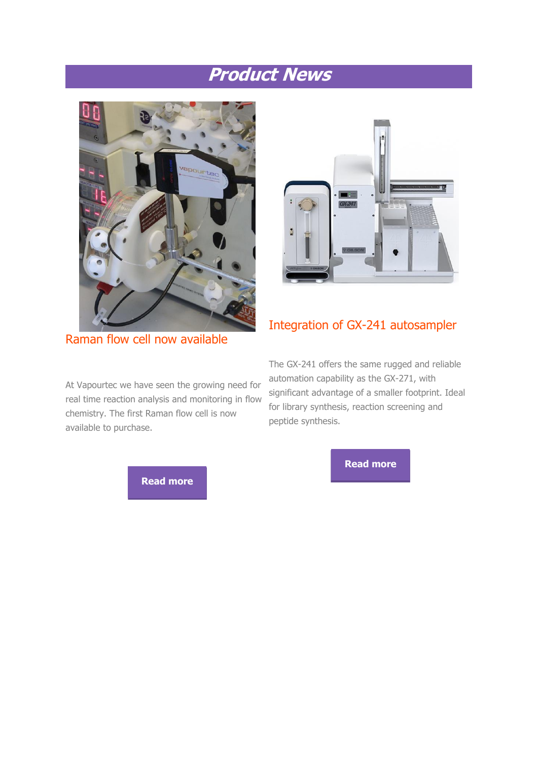# Product News

## Raman flow cell now available

At Vapourtec we have seen the growing need for real time reaction analysis and monitoring in flow chemistry. The first Raman flow cell is now available to purchase.

**Read more**

## Integration of GX-241 autosampler

The GX-241 offers the same rugged and reliable automation capability as the GX-271, with significant advantage of a smaller footprint. Ideal for library synthesis, reaction screening and peptide synthesis.

**Read more**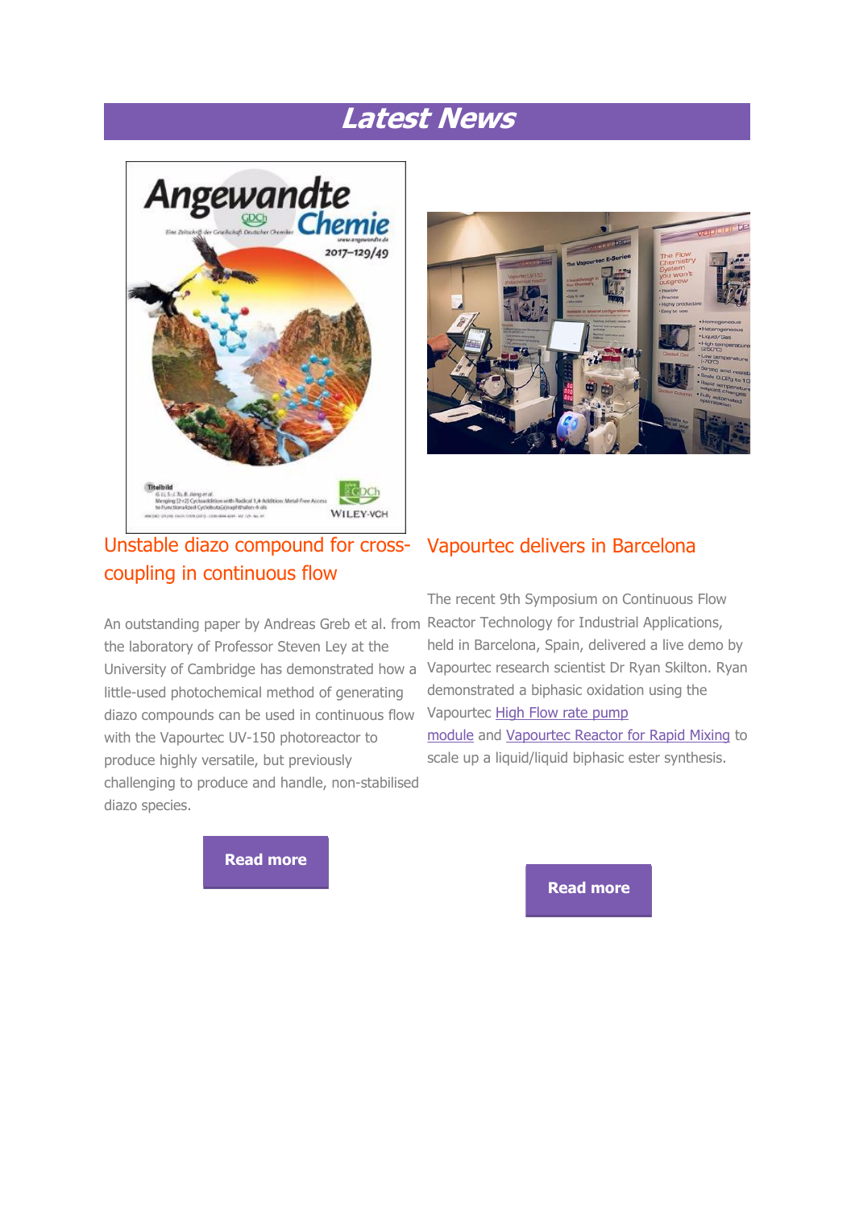# Latest News

## Unstable diazo compound for cross-coupling in continuous flow

An outstanding paper by Andreas Greb et al. from the laboratory of Professor Steven Ley at the University of Cambridge has demonstrated how a little-used photochemical method of generating diazo compounds can be used in continuous flow with the Vapourtec UV-150 photoreactor to produce highly versatile, but previously challenging to produce and handle, non-stabilised diazo species.

**Read more**

## Vapourtec delivers in Barcelona

The recent 9th Symposium on Continuous Flow Reactor Technology for Industrial Applications, held in Barcelona, Spain, delivered a live demo by Vapourtec research scientist Dr Ryan Skilton. Ryan demonstrated a biphasic oxidation using the Vapourtec High Flow rate pump module and Vapourtec Reactor for Rapid Mixing to scale up a liquid/liquid biphasic ester synthesis.

**Read more**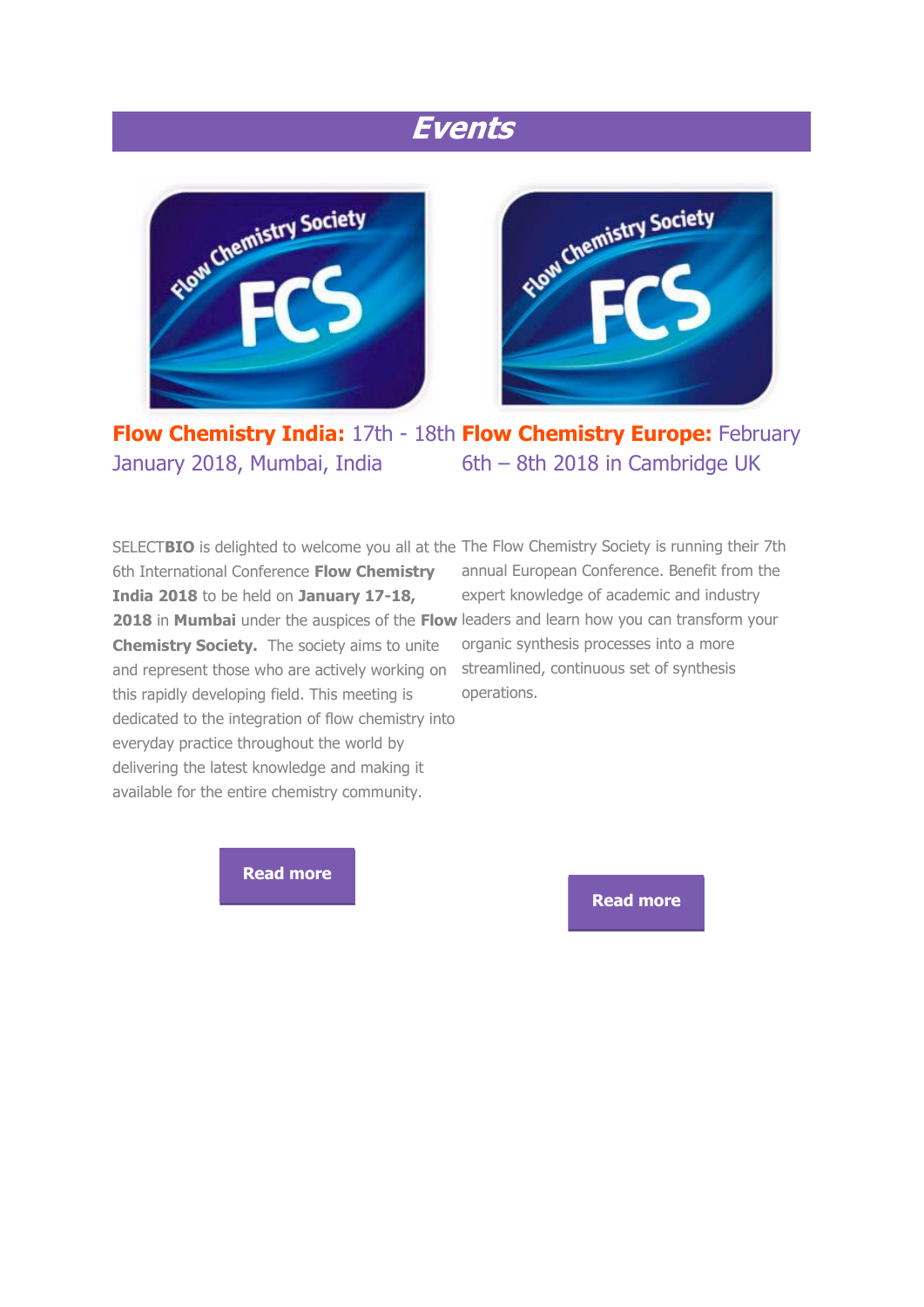# Events

**Flow Chemistry India:** 17th - 18th January 2018, Mumbai, India

SELECT**BIO** is delighted to welcome you all at the 6th International Conference **Flow Chemistry India 2018** to be held on **January 17-18, 2018** in **Mumbai** under the auspices of the **Flow Chemistry Society.** The society aims to unite and represent those who are actively working on this rapidly developing field. This meeting is dedicated to the integration of flow chemistry into everyday practice throughout the world by delivering the latest knowledge and making it available for the entire chemistry community.

**Read more**

**Flow Chemistry Europe:** February 6th – 8th 2018 in Cambridge UK

The Flow Chemistry Society is running their 7th annual European Conference. Benefit from the expert knowledge of academic and industry leaders and learn how you can transform your organic synthesis processes into a more streamlined, continuous set of synthesis operations.

**Read more**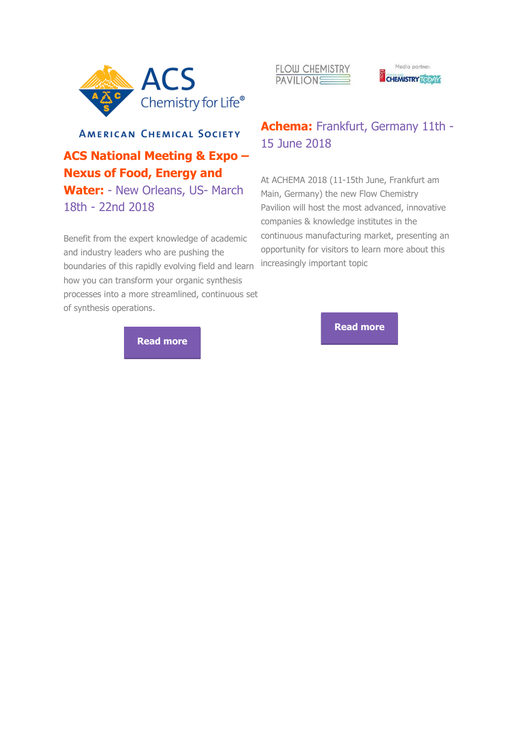ACS Chemistry for Life®

AMERICAN CHEMICAL SOCIETY

## **ACS National Meeting & Expo – Nexus of Food, Energy and Water:** - New Orleans, US- March 18th - 22nd 2018

Benefit from the expert knowledge of academic and industry leaders who are pushing the boundaries of this rapidly evolving field and learn how you can transform your organic synthesis processes into a more streamlined, continuous set of synthesis operations.

**Read more**

FLOW CHEMISTRY PAVILION

Media partner: CHEMISTRY TODAY

## **Achema:** Frankfurt, Germany 11th - 15 June 2018

At ACHEMA 2018 (11-15th June, Frankfurt am Main, Germany) the new Flow Chemistry Pavilion will host the most advanced, innovative companies & knowledge institutes in the continuous manufacturing market, presenting an opportunity for visitors to learn more about this increasingly important topic

**Read more**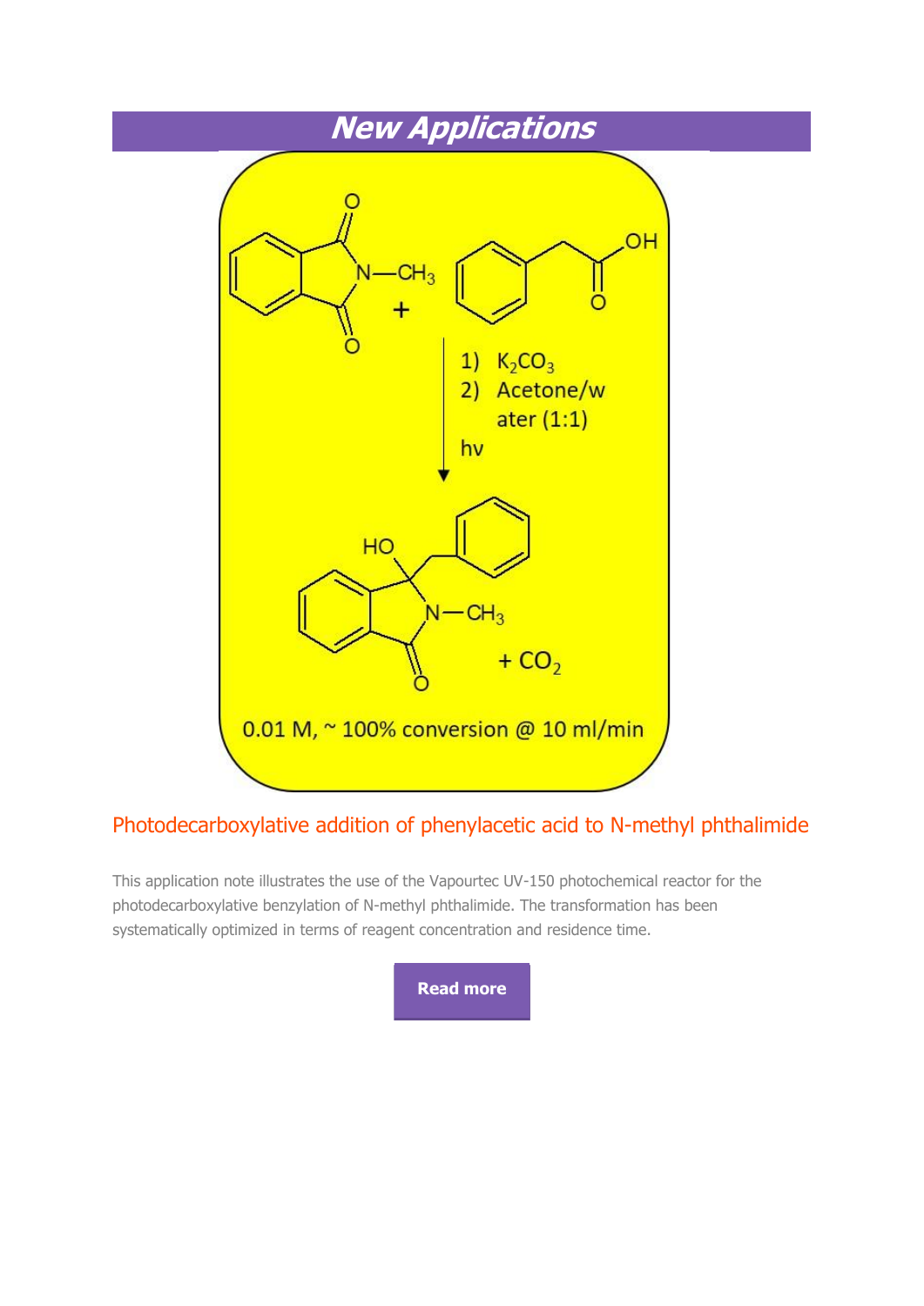# New Applications

1) $K_2CO_3$
2) Acetone/water (1:1)

hν

$+ CO_2$

0.01 M, ~ 100% conversion @ 10 ml/min

## Photodecarboxylative addition of phenylacetic acid to N-methyl phthalimide

This application note illustrates the use of the Vapourtec UV-150 photochemical reactor for the photodecarboxylative benzylation of N-methyl phthalimide. The transformation has been systematically optimized in terms of reagent concentration and residence time.

**Read more**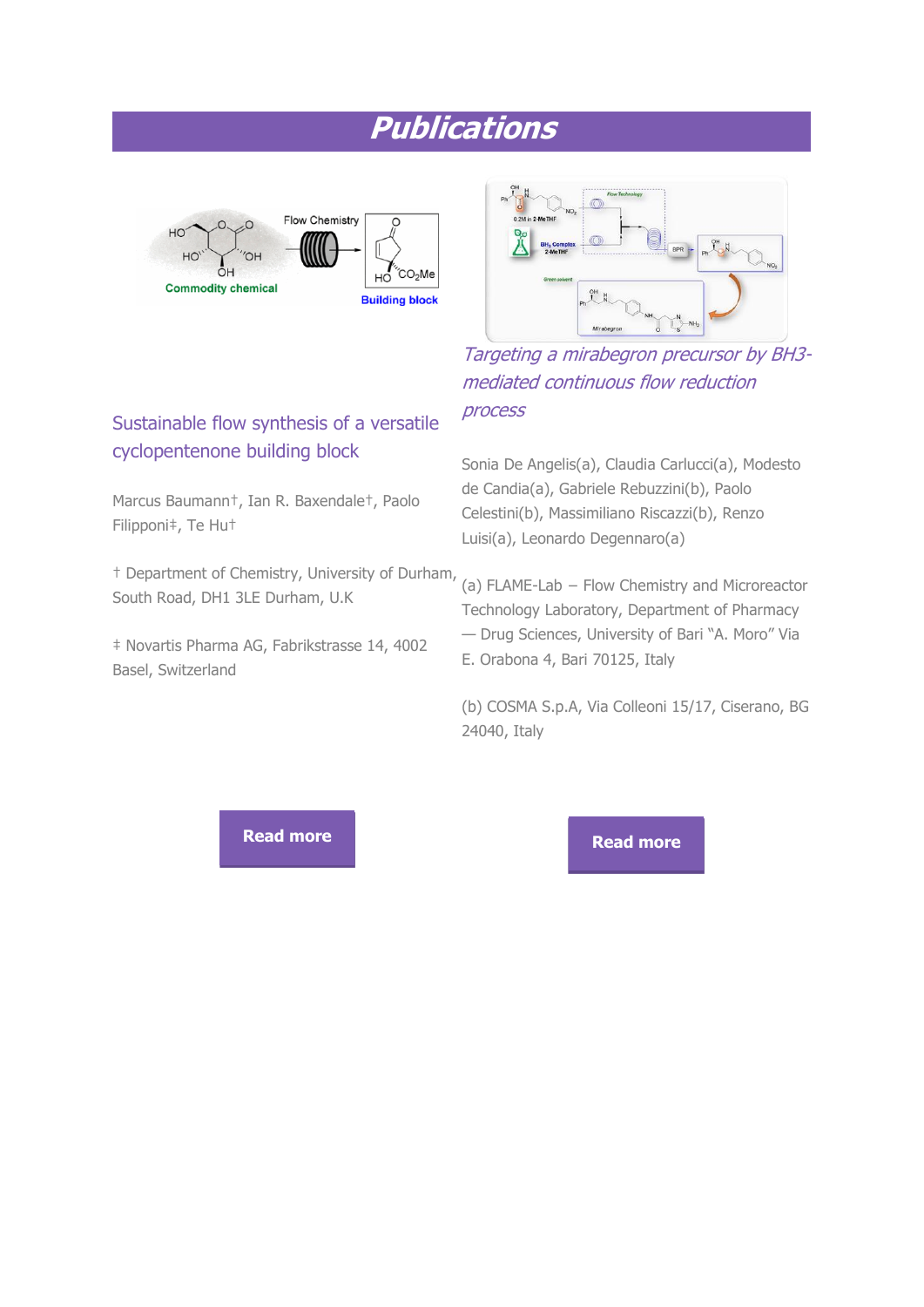# Publications

## Sustainable flow synthesis of a versatile cyclopentenone building block

Marcus Baumann†, Ian R. Baxendale†, Paolo Filipponi‡, Te Hu†

† Department of Chemistry, University of Durham, South Road, DH1 3LE Durham, U.K

‡ Novartis Pharma AG, Fabrikstrasse 14, 4002 Basel, Switzerland

**Read more**

## *Targeting a mirabegron precursor by BH3-mediated continuous flow reduction process*

Sonia De Angelis(a), Claudia Carlucci(a), Modesto de Candia(a), Gabriele Rebuzzini(b), Paolo Celestini(b), Massimiliano Riscazzi(b), Renzo Luisi(a), Leonardo Degennaro(a)

(a) FLAME-Lab – Flow Chemistry and Microreactor Technology Laboratory, Department of Pharmacy — Drug Sciences, University of Bari "A. Moro" Via E. Orabona 4, Bari 70125, Italy

(b) COSMA S.p.A, Via Colleoni 15/17, Ciserano, BG 24040, Italy

**Read more**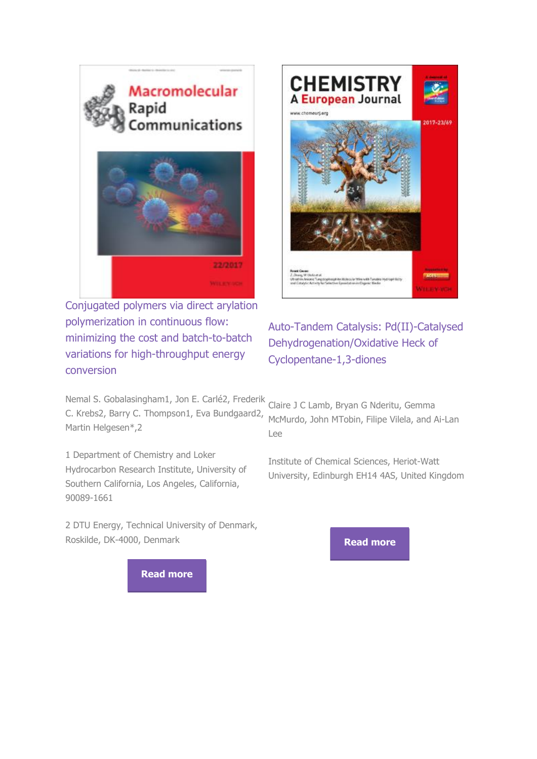## Conjugated polymers via direct arylation polymerization in continuous flow: minimizing the cost and batch-to-batch variations for high-throughput energy conversion

Nemal S. Gobalasingham[1], Jon E. Carlé[2], Frederik C. Krebs[2], Barry C. Thompson[1], Eva Bundgaard[2], Martin Helgesen*[,2]

[1] Department of Chemistry and Loker Hydrocarbon Research Institute, University of Southern California, Los Angeles, California, 90089-1661

[2] DTU Energy, Technical University of Denmark, Roskilde, DK-4000, Denmark

**Read more**

## Auto-Tandem Catalysis: Pd(II)-Catalysed Dehydrogenation/Oxidative Heck of Cyclopentane-1,3-diones

Claire J C Lamb, Bryan G Nderitu, Gemma McMurdo, John MTobin, Filipe Vilela, and Ai-Lan Lee

Institute of Chemical Sciences, Heriot-Watt University, Edinburgh EH14 4AS, United Kingdom

**Read more**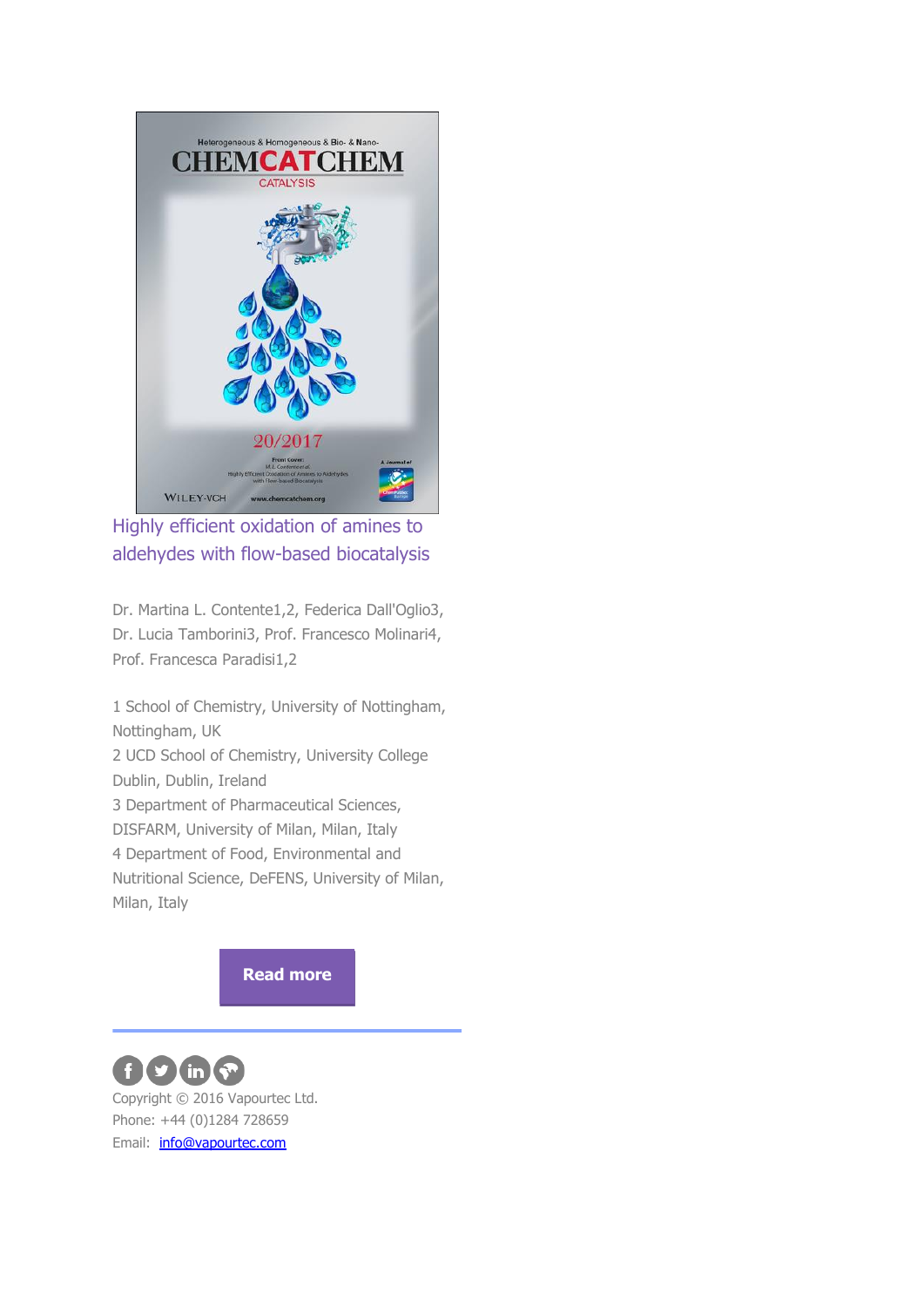## Highly efficient oxidation of amines to aldehydes with flow-based biocatalysis

Dr. Martina L. Contente[1,2], Federica Dall'Oglio[3], Dr. Lucia Tamborini[3], Prof. Francesco Molinari[4], Prof. Francesca Paradisi[1,2]

1 School of Chemistry, University of Nottingham, Nottingham, UK
2 UCD School of Chemistry, University College Dublin, Dublin, Ireland
3 Department of Pharmaceutical Sciences, DISFARM, University of Milan, Milan, Italy
4 Department of Food, Environmental and Nutritional Science, DeFENS, University of Milan, Milan, Italy

**Read more**

---

Copyright © 2016 Vapourtec Ltd.
Phone: +44 (0)1284 728659
Email: info@vapourtec.com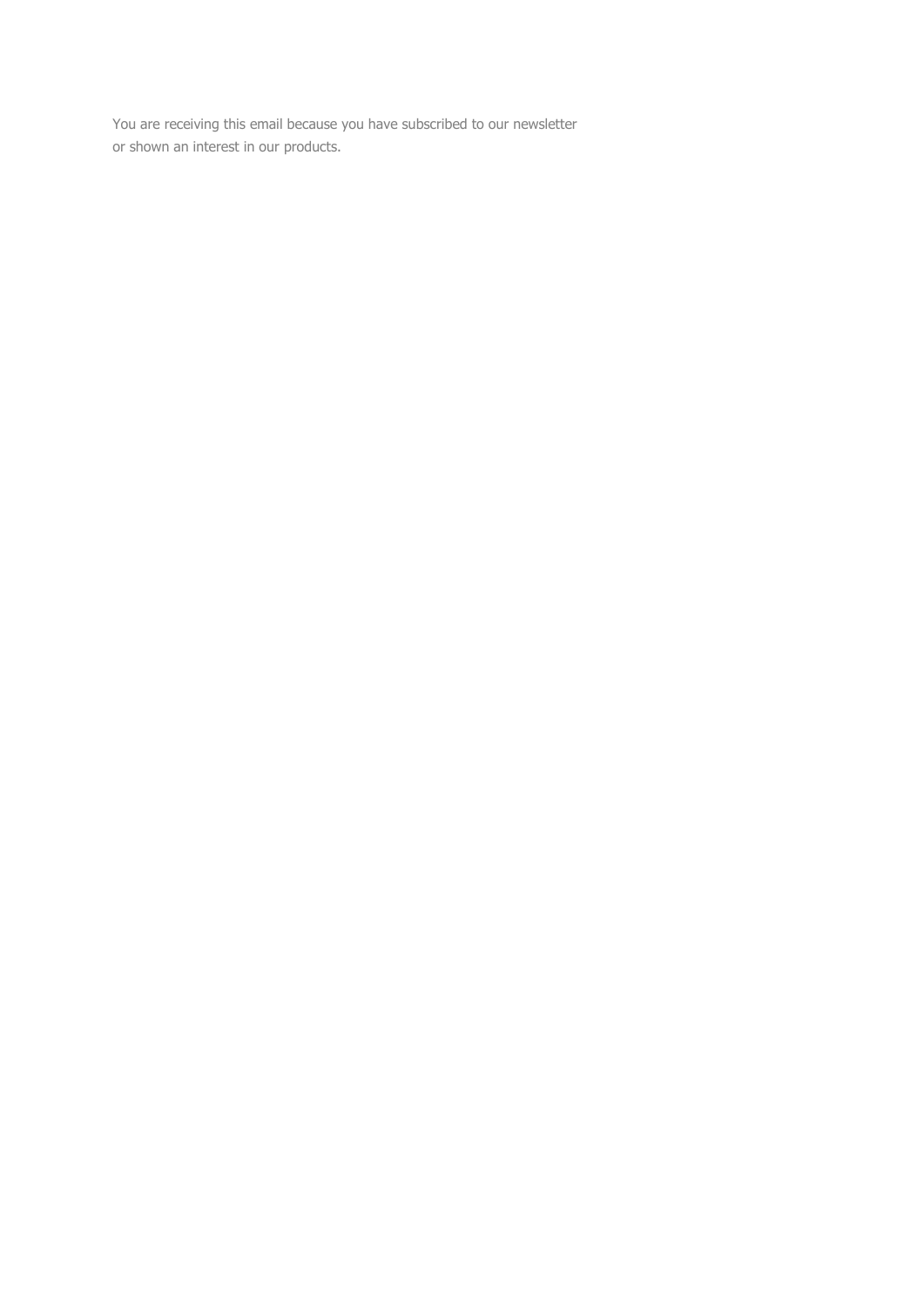You are receiving this email because you have subscribed to our newsletter or shown an interest in our products.